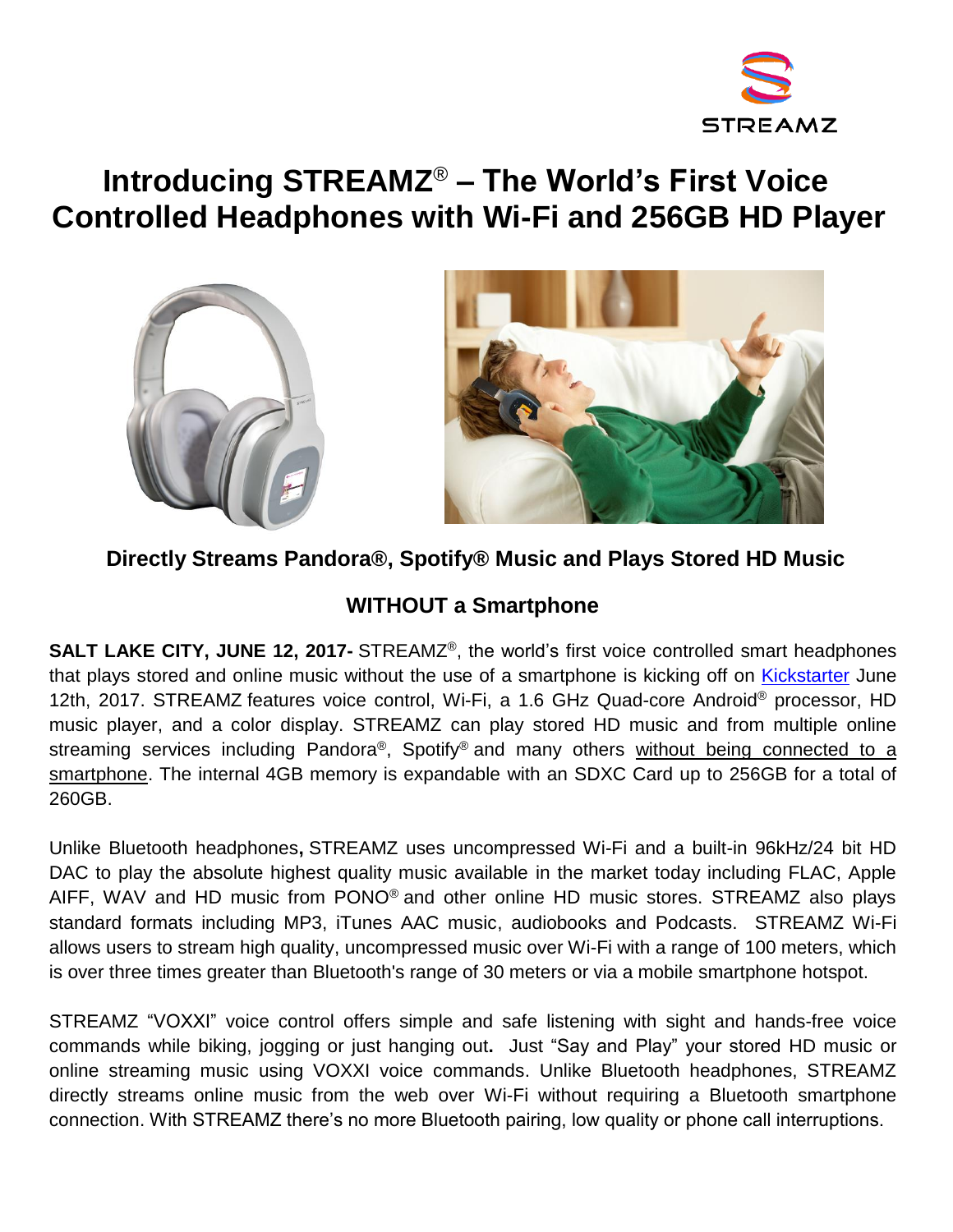# Introducing STREAMZ® – The World's First Voice Controlled Headphones with Wi-Fi and 256GB HD Player

### Directly Streams Pandora®, Spotify® Music and Plays Stored HD Music

### WITHOUT a Smartphone

**SALT LAKE CITY, JUNE 12, 2017-** STREAMZ®, the world's first voice controlled smart headphones that plays stored and online music without the use of a smartphone is kicking off on Kickstarter June 12th, 2017. STREAMZ features voice control, Wi-Fi, a 1.6 GHz Quad-core Android® processor, HD music player, and a color display. STREAMZ can play stored HD music and from multiple online streaming services including Pandora®, Spotify® and many others without being connected to a smartphone. The internal 4GB memory is expandable with an SDXC Card up to 256GB for a total of 260GB.

Unlike Bluetooth headphones**,** STREAMZ uses uncompressed Wi-Fi and a built-in 96kHz/24 bit HD DAC to play the absolute highest quality music available in the market today including FLAC, Apple AIFF, WAV and HD music from PONO® and other online HD music stores. STREAMZ also plays standard formats including MP3, iTunes AAC music, audiobooks and Podcasts. STREAMZ Wi-Fi allows users to stream high quality, uncompressed music over Wi-Fi with a range of 100 meters, which is over three times greater than Bluetooth's range of 30 meters or via a mobile smartphone hotspot.

STREAMZ "VOXXI" voice control offers simple and safe listening with sight and hands-free voice commands while biking, jogging or just hanging out**.** Just "Say and Play" your stored HD music or online streaming music using VOXXI voice commands. Unlike Bluetooth headphones, STREAMZ directly streams online music from the web over Wi-Fi without requiring a Bluetooth smartphone connection. With STREAMZ there's no more Bluetooth pairing, low quality or phone call interruptions.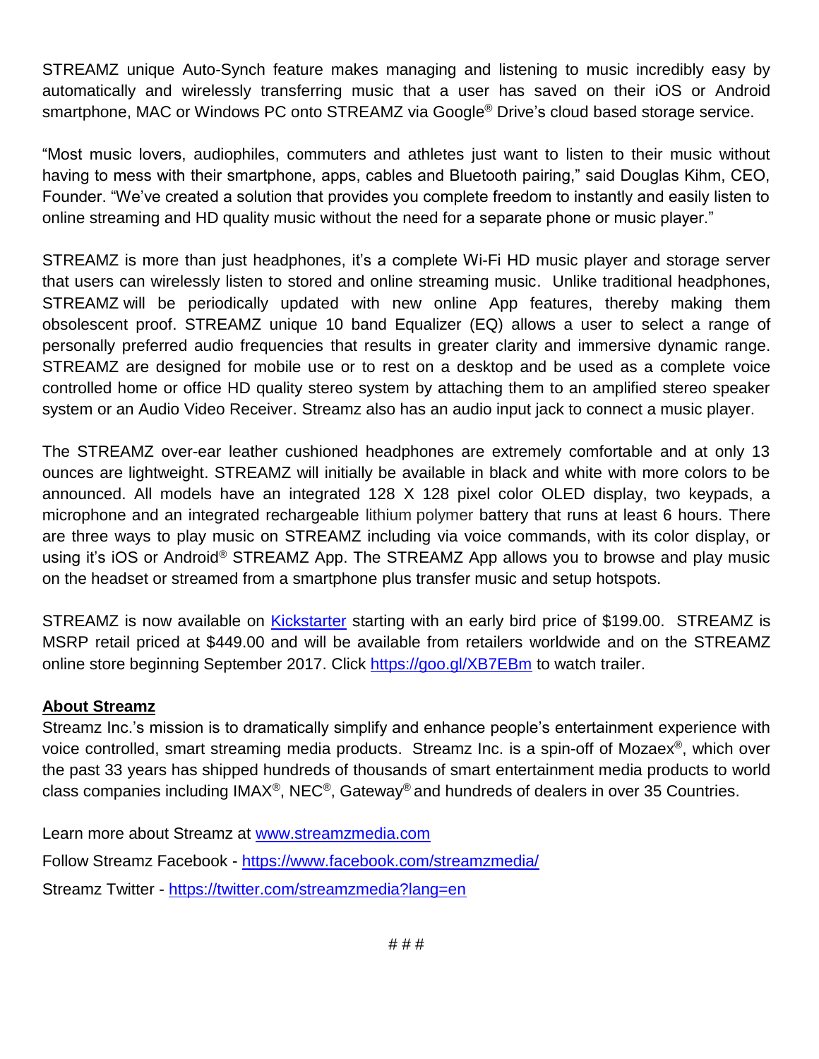STREAMZ unique Auto-Synch feature makes managing and listening to music incredibly easy by automatically and wirelessly transferring music that a user has saved on their iOS or Android smartphone, MAC or Windows PC onto STREAMZ via Google® Drive's cloud based storage service.

"Most music lovers, audiophiles, commuters and athletes just want to listen to their music without having to mess with their smartphone, apps, cables and Bluetooth pairing," said Douglas Kihm, CEO, Founder. "We've created a solution that provides you complete freedom to instantly and easily listen to online streaming and HD quality music without the need for a separate phone or music player."

STREAMZ is more than just headphones, it's a complete Wi-Fi HD music player and storage server that users can wirelessly listen to stored and online streaming music. Unlike traditional headphones, STREAMZ will be periodically updated with new online App features, thereby making them obsolescent proof. STREAMZ unique 10 band Equalizer (EQ) allows a user to select a range of personally preferred audio frequencies that results in greater clarity and immersive dynamic range. STREAMZ are designed for mobile use or to rest on a desktop and be used as a complete voice controlled home or office HD quality stereo system by attaching them to an amplified stereo speaker system or an Audio Video Receiver. Streamz also has an audio input jack to connect a music player.

The STREAMZ over-ear leather cushioned headphones are extremely comfortable and at only 13 ounces are lightweight. STREAMZ will initially be available in black and white with more colors to be announced. All models have an integrated 128 X 128 pixel color OLED display, two keypads, a microphone and an integrated rechargeable lithium polymer battery that runs at least 6 hours. There are three ways to play music on STREAMZ including via voice commands, with its color display, or using it's iOS or Android® STREAMZ App. The STREAMZ App allows you to browse and play music on the headset or streamed from a smartphone plus transfer music and setup hotspots.

STREAMZ is now available on [Kickstarter](Kickstarter) starting with an early bird price of $199.00. STREAMZ is MSRP retail priced at $449.00 and will be available from retailers worldwide and on the STREAMZ online store beginning September 2017. Click https://goo.gl/XB7EBm to watch trailer.

**About Streamz**

Streamz Inc.'s mission is to dramatically simplify and enhance people's entertainment experience with voice controlled, smart streaming media products. Streamz Inc. is a spin-off of Mozaex®, which over the past 33 years has shipped hundreds of thousands of smart entertainment media products to world class companies including IMAX®, NEC®, Gateway® and hundreds of dealers in over 35 Countries.

Learn more about Streamz at www.streamzmedia.com

Follow Streamz Facebook - https://www.facebook.com/streamzmedia/

Streamz Twitter - https://twitter.com/streamzmedia?lang=en

# # #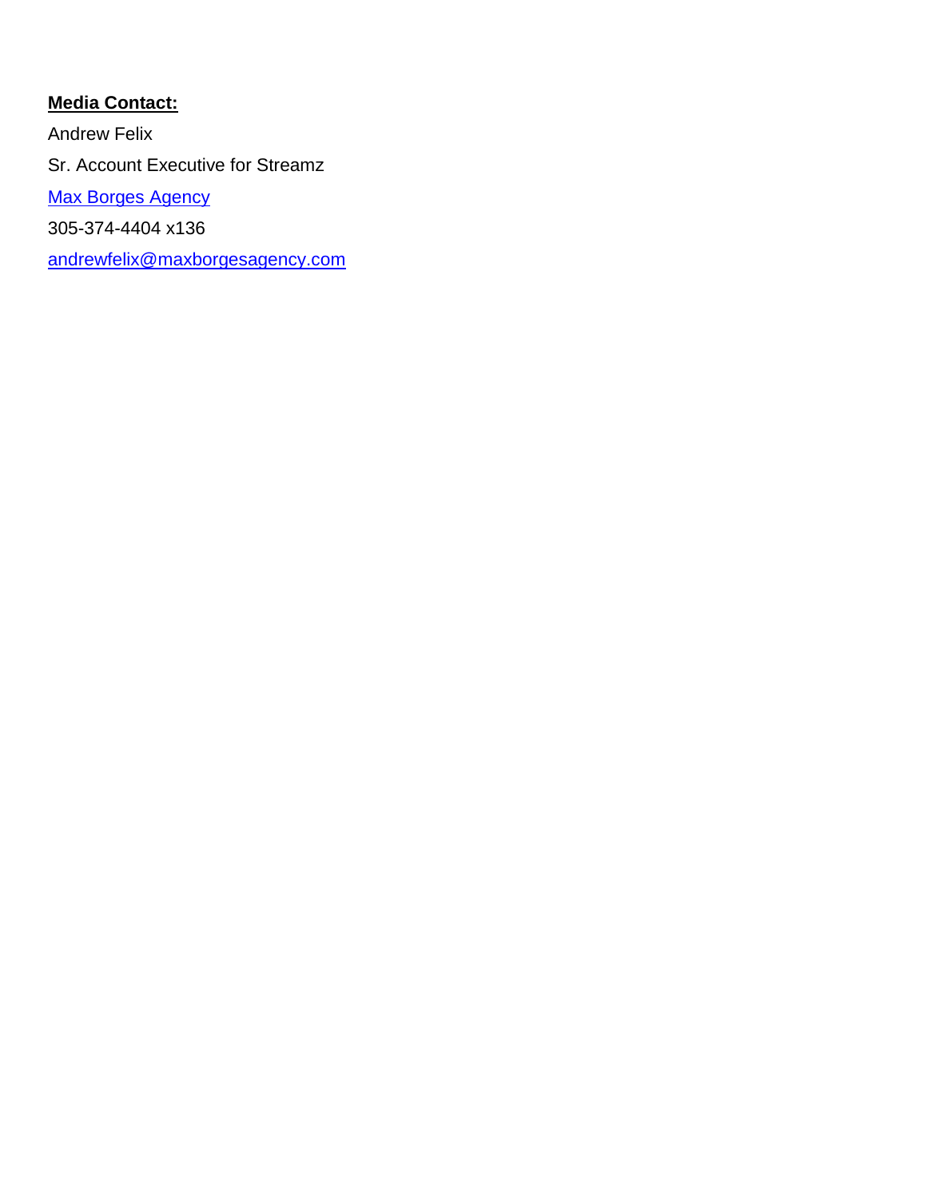**Media Contact:**

Andrew Felix

Sr. Account Executive for Streamz

Max Borges Agency

305-374-4404 x136

andrewfelix@maxborgesagency.com